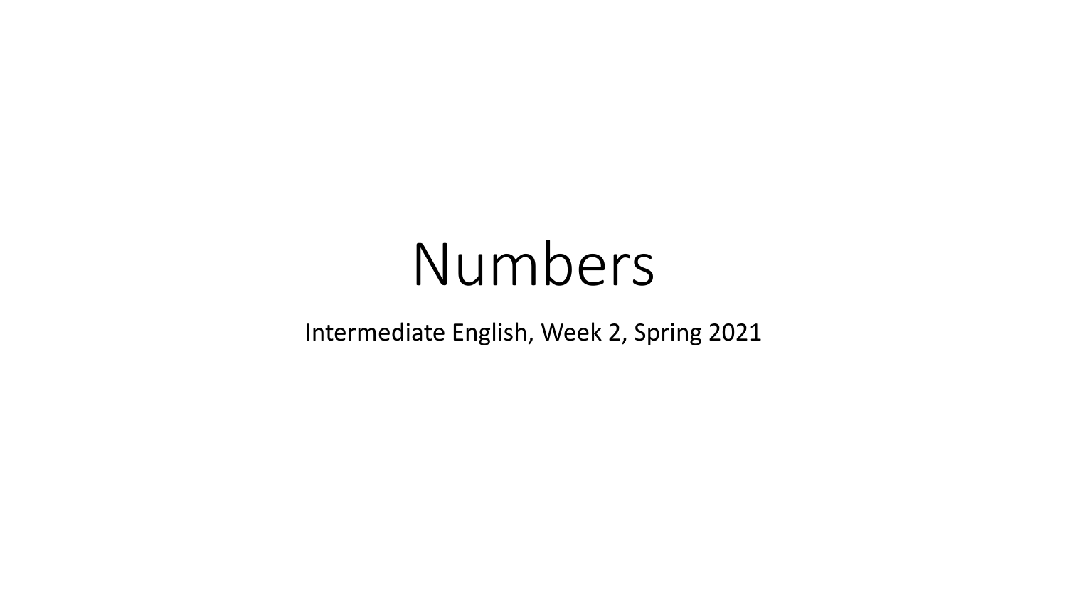# Numbers

Intermediate English, Week 2, Spring 2021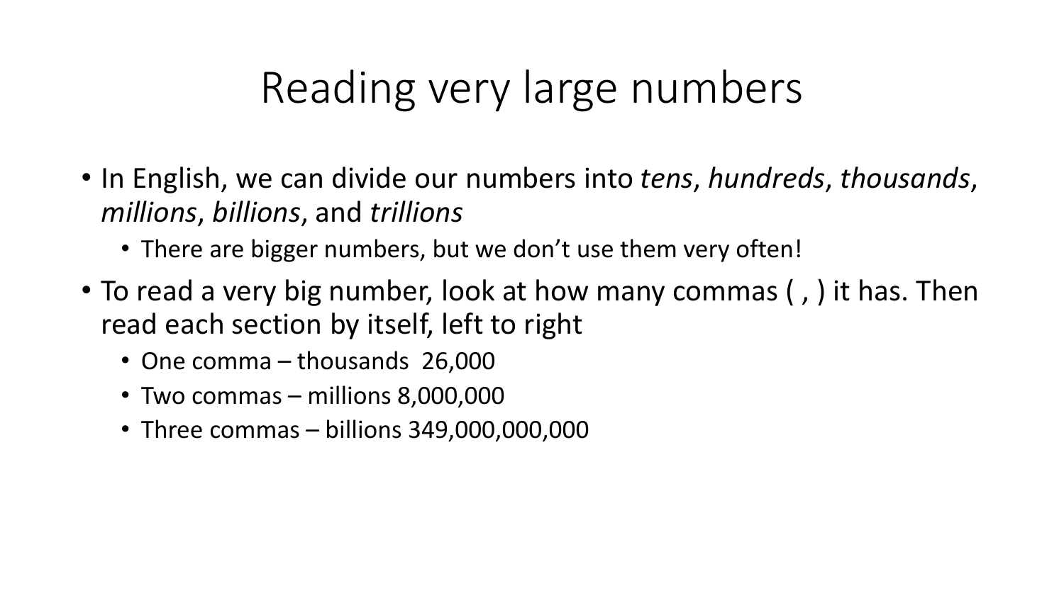# Reading very large numbers

- In English, we can divide our numbers into *tens*, *hundreds*, *thousands*, *millions*, *billions*, and *trillions*
  - There are bigger numbers, but we don't use them very often!
- To read a very big number, look at how many commas ( , ) it has. Then read each section by itself, left to right
  - One comma – thousands 26,000
  - Two commas – millions 8,000,000
  - Three commas – billions 349,000,000,000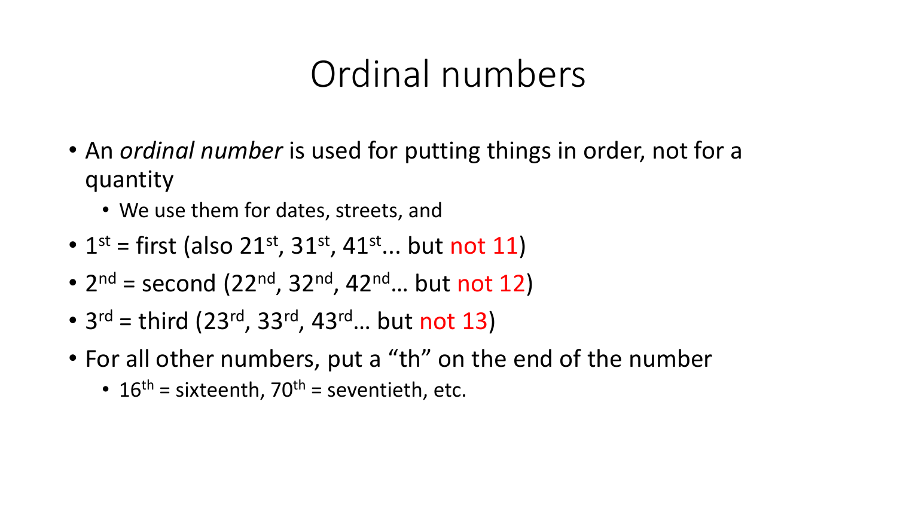# Ordinal numbers

- An *ordinal number* is used for putting things in order, not for a quantity
  - We use them for dates, streets, and
- 1st = first (also 21st, 31st, 41st... but not 11)
- 2nd = second (22nd, 32nd, 42nd… but not 12)
- 3rd = third (23rd, 33rd, 43rd… but not 13)
- For all other numbers, put a “th” on the end of the number
  - 16th = sixteenth, 70th = seventieth, etc.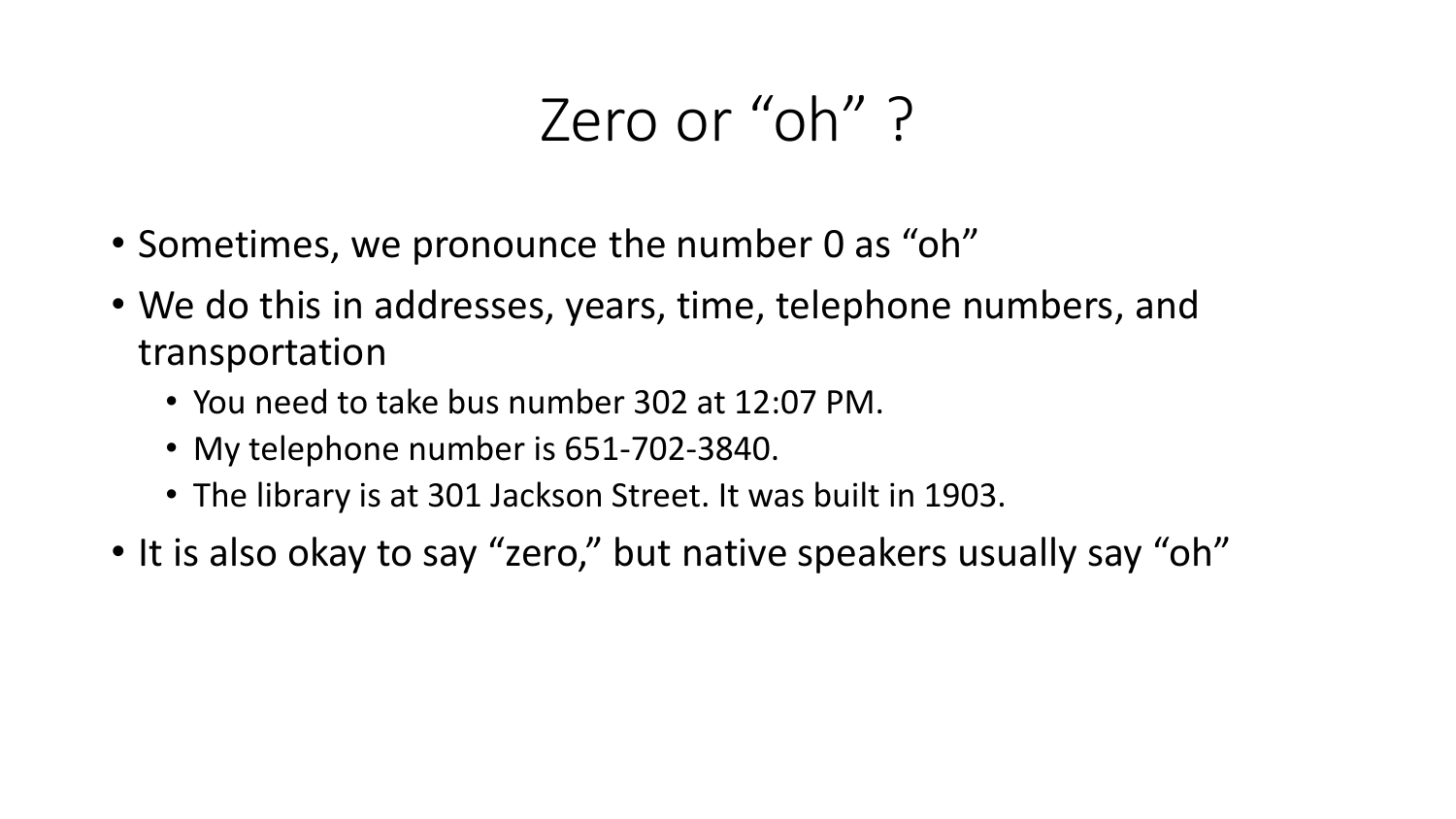# Zero or "oh" ?

- Sometimes, we pronounce the number 0 as "oh"
- We do this in addresses, years, time, telephone numbers, and transportation
  - You need to take bus number 302 at 12:07 PM.
  - My telephone number is 651-702-3840.
  - The library is at 301 Jackson Street. It was built in 1903.
- It is also okay to say "zero," but native speakers usually say "oh"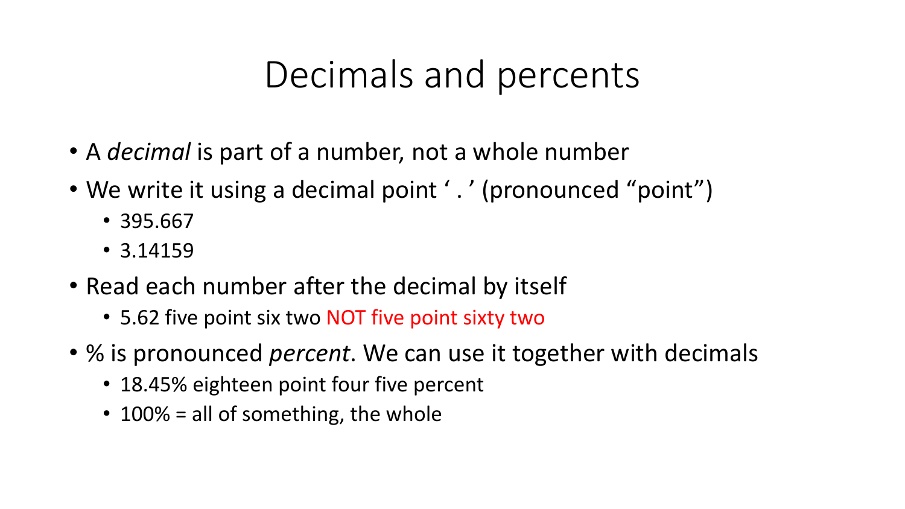# Decimals and percents

- A *decimal* is part of a number, not a whole number
- We write it using a decimal point ‘ . ’ (pronounced “point”)
  - 395.667
  - 3.14159
- Read each number after the decimal by itself
  - 5.62 five point six two NOT five point sixty two
- % is pronounced *percent*. We can use it together with decimals
  - 18.45% eighteen point four five percent
  - 100% = all of something, the whole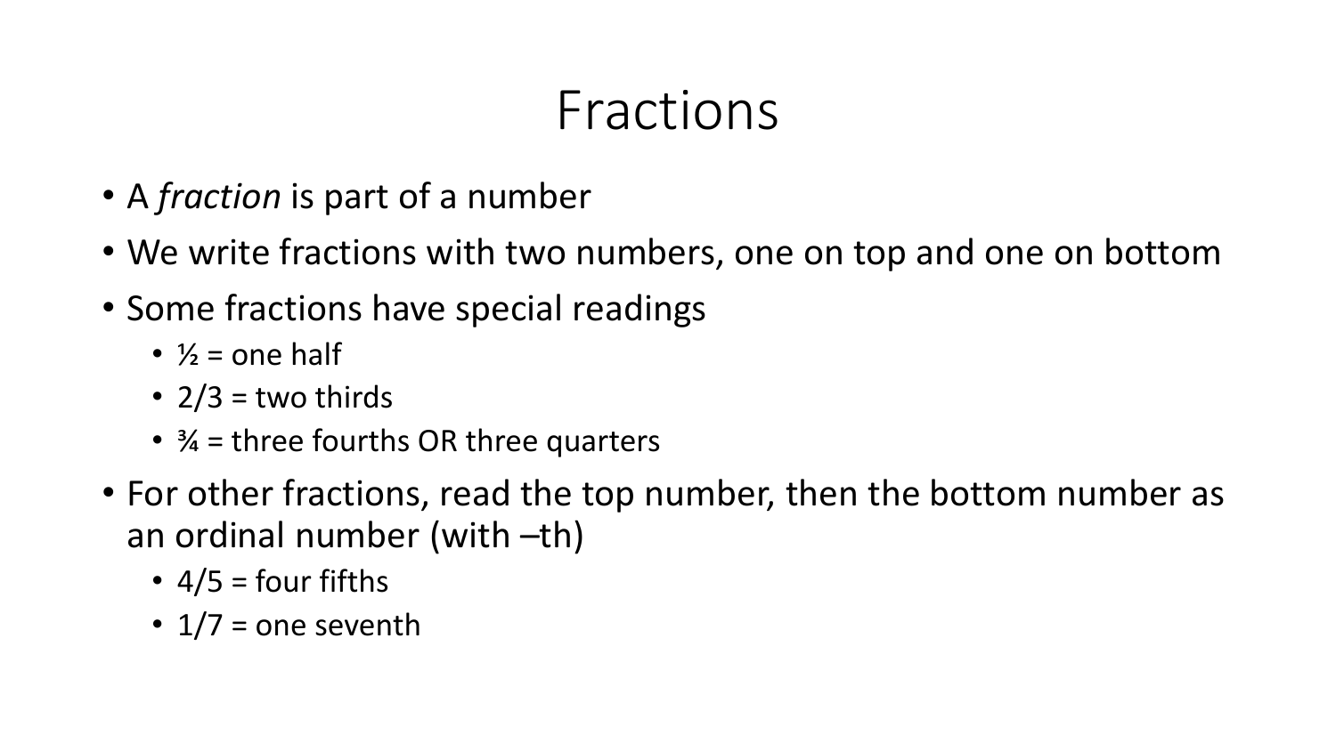# Fractions

- A *fraction* is part of a number
- We write fractions with two numbers, one on top and one on bottom
- Some fractions have special readings
  - ½ = one half
  - 2/3 = two thirds
  - ¾ = three fourths OR three quarters
- For other fractions, read the top number, then the bottom number as an ordinal number (with –th)
  - 4/5 = four fifths
  - 1/7 = one seventh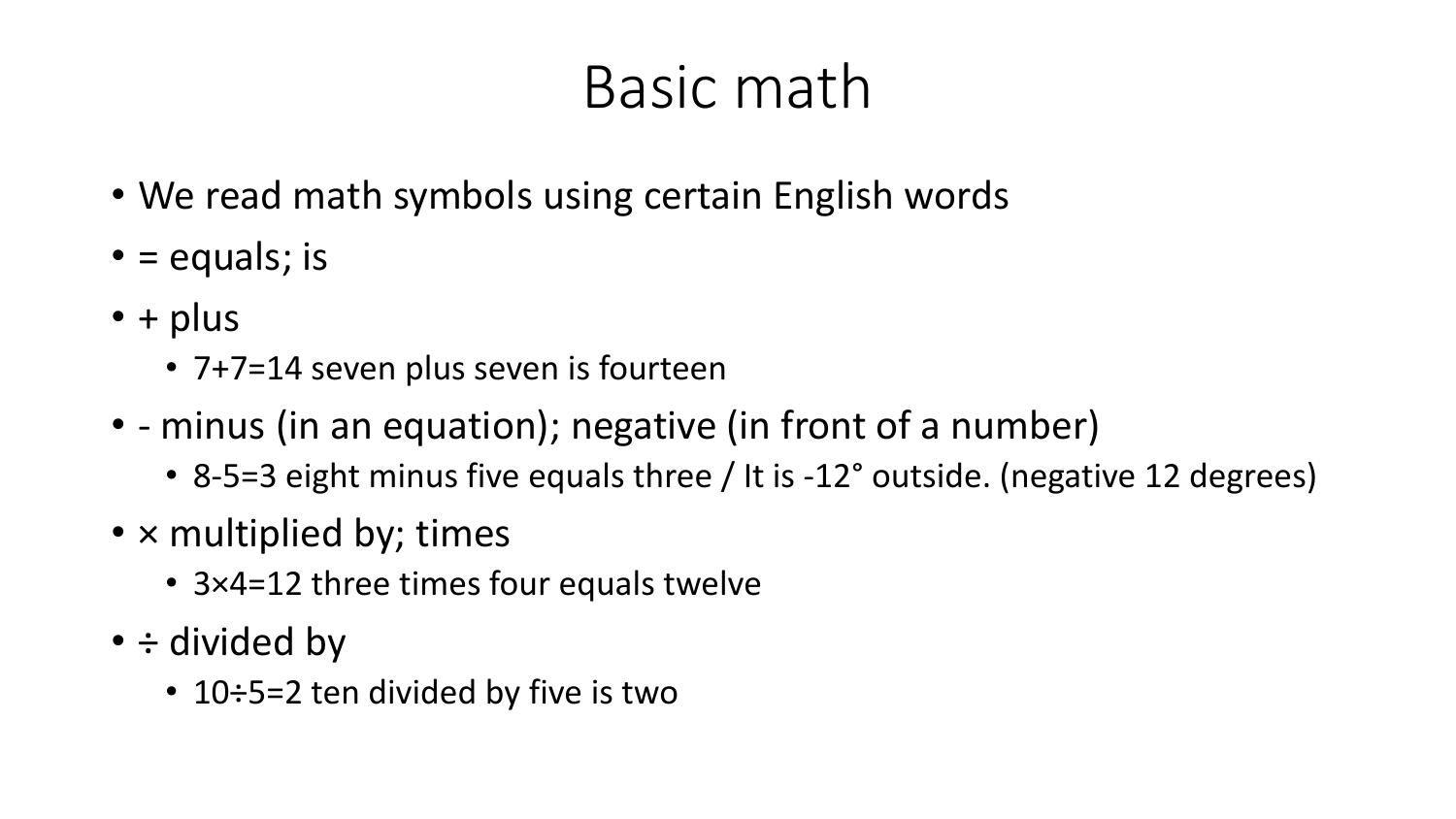# Basic math

- We read math symbols using certain English words
- = equals; is
- + plus
  - $7+7=14$ seven plus seven is fourteen
- - minus (in an equation); negative (in front of a number)
  - $8-5=3$ eight minus five equals three / It is $-12°$ outside. (negative 12 degrees)
- × multiplied by; times
  - $3\times4=12$ three times four equals twelve
- ÷ divided by
  - $10\div5=2$ ten divided by five is two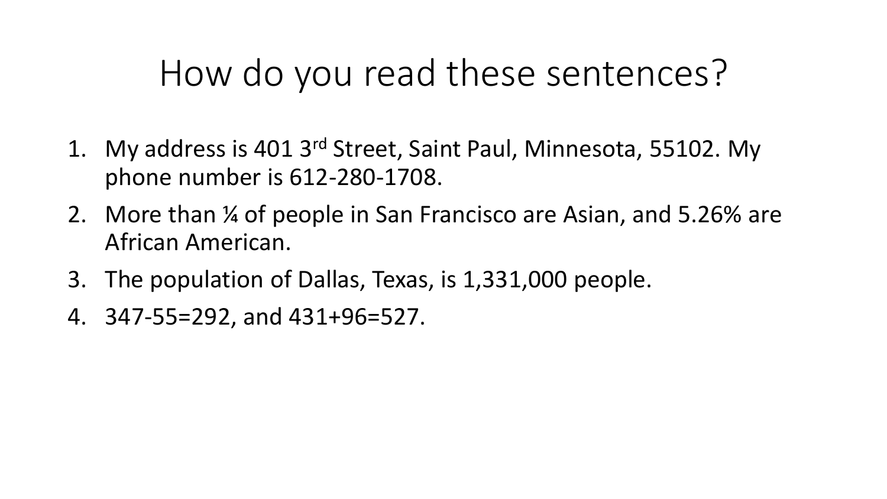# How do you read these sentences?

1. My address is 401 3rd Street, Saint Paul, Minnesota, 55102. My phone number is 612-280-1708.
2. More than ¼ of people in San Francisco are Asian, and 5.26% are African American.
3. The population of Dallas, Texas, is 1,331,000 people.
4. 347-55=292, and 431+96=527.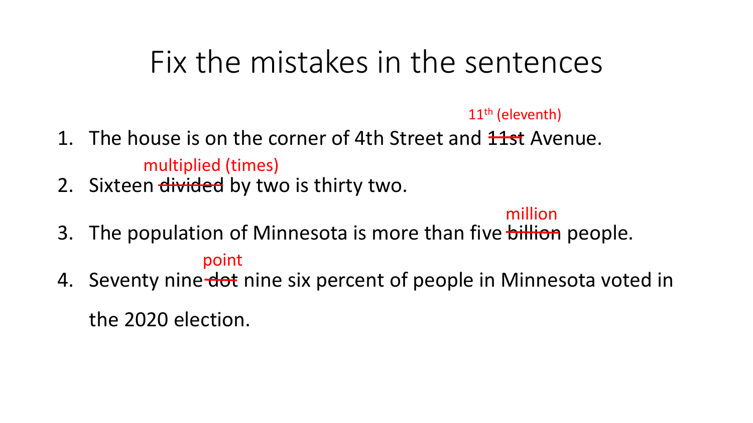# Fix the mistakes in the sentences

1. The house is on the corner of 4th Street and ~~11st~~ 11th (eleventh) Avenue.
2. Sixteen ~~divided~~ multiplied (times) by two is thirty two.
3. The population of Minnesota is more than five ~~billion~~ million people.
4. Seventy nine ~~dot~~ point nine six percent of people in Minnesota voted in the 2020 election.